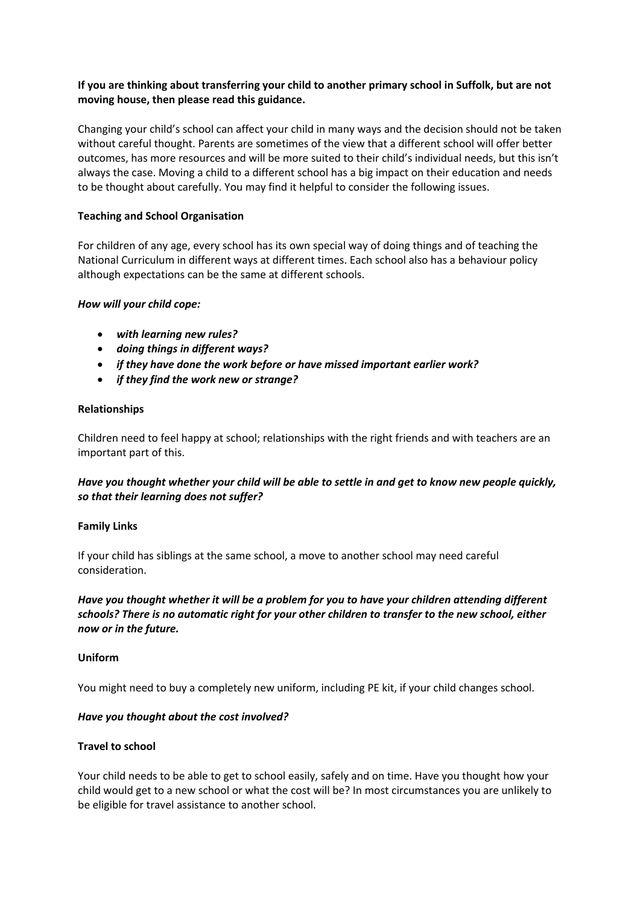**If you are thinking about transferring your child to another primary school in Suffolk, but are not moving house, then please read this guidance.**

Changing your child's school can affect your child in many ways and the decision should not be taken without careful thought. Parents are sometimes of the view that a different school will offer better outcomes, has more resources and will be more suited to their child's individual needs, but this isn't always the case. Moving a child to a different school has a big impact on their education and needs to be thought about carefully. You may find it helpful to consider the following issues.

**Teaching and School Organisation**

For children of any age, every school has its own special way of doing things and of teaching the National Curriculum in different ways at different times. Each school also has a behaviour policy although expectations can be the same at different schools.

***How will your child cope:***

- ***with learning new rules?***
- ***doing things in different ways?***
- ***if they have done the work before or have missed important earlier work?***
- ***if they find the work new or strange?***

**Relationships**

Children need to feel happy at school; relationships with the right friends and with teachers are an important part of this.

***Have you thought whether your child will be able to settle in and get to know new people quickly, so that their learning does not suffer?***

**Family Links**

If your child has siblings at the same school, a move to another school may need careful consideration.

***Have you thought whether it will be a problem for you to have your children attending different schools? There is no automatic right for your other children to transfer to the new school, either now or in the future.***

**Uniform**

You might need to buy a completely new uniform, including PE kit, if your child changes school.

***Have you thought about the cost involved?***

**Travel to school**

Your child needs to be able to get to school easily, safely and on time. Have you thought how your child would get to a new school or what the cost will be? In most circumstances you are unlikely to be eligible for travel assistance to another school.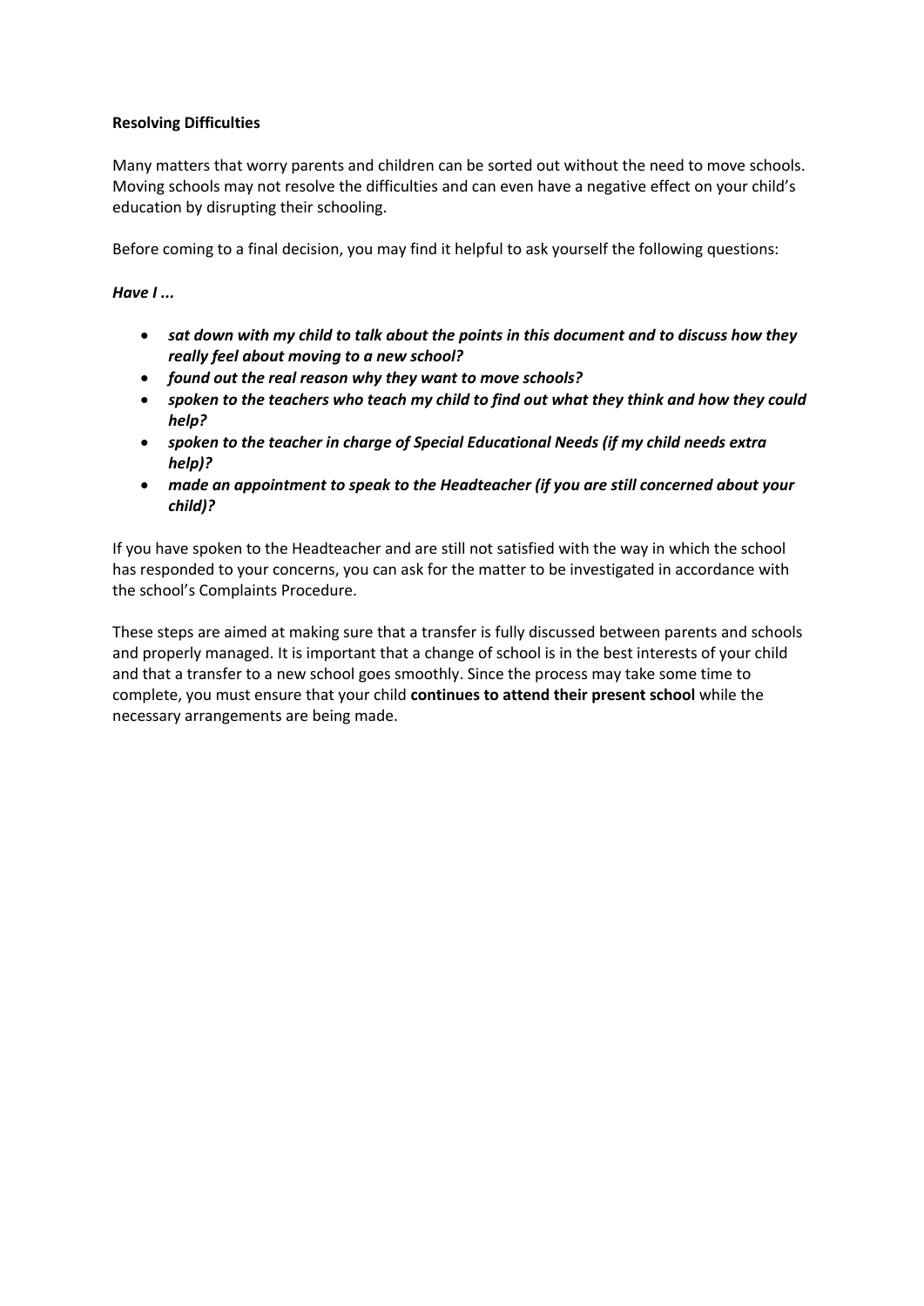**Resolving Difficulties**

Many matters that worry parents and children can be sorted out without the need to move schools. Moving schools may not resolve the difficulties and can even have a negative effect on your child's education by disrupting their schooling.

Before coming to a final decision, you may find it helpful to ask yourself the following questions:

***Have I ...***

- ***sat down with my child to talk about the points in this document and to discuss how they really feel about moving to a new school?***
- ***found out the real reason why they want to move schools?***
- ***spoken to the teachers who teach my child to find out what they think and how they could help?***
- ***spoken to the teacher in charge of Special Educational Needs (if my child needs extra help)?***
- ***made an appointment to speak to the Headteacher (if you are still concerned about your child)?***

If you have spoken to the Headteacher and are still not satisfied with the way in which the school has responded to your concerns, you can ask for the matter to be investigated in accordance with the school's Complaints Procedure.

These steps are aimed at making sure that a transfer is fully discussed between parents and schools and properly managed. It is important that a change of school is in the best interests of your child and that a transfer to a new school goes smoothly. Since the process may take some time to complete, you must ensure that your child **continues to attend their present school** while the necessary arrangements are being made.